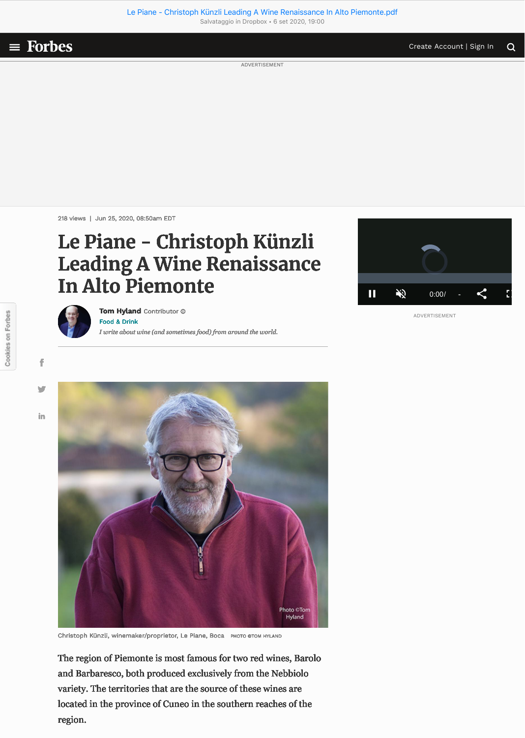218 views | Jun 25, 2020, 08:50am EDT

# Le Piane - Christoph Künzli Leading A Wine Renaissance In Alto Piemonte

**Tom Hyland** Contributor
Food & Drink
*I write about wine (and sometimes food) from around the world.*

Christoph Künzli, winemaker/proprietor, Le Piane, Boca PHOTO ©TOM HYLAND

The region of Piemonte is most famous for two red wines, Barolo and Barbaresco, both produced exclusively from the Nebbiolo variety. The territories that are the source of these wines are located in the province of Cuneo in the southern reaches of the region.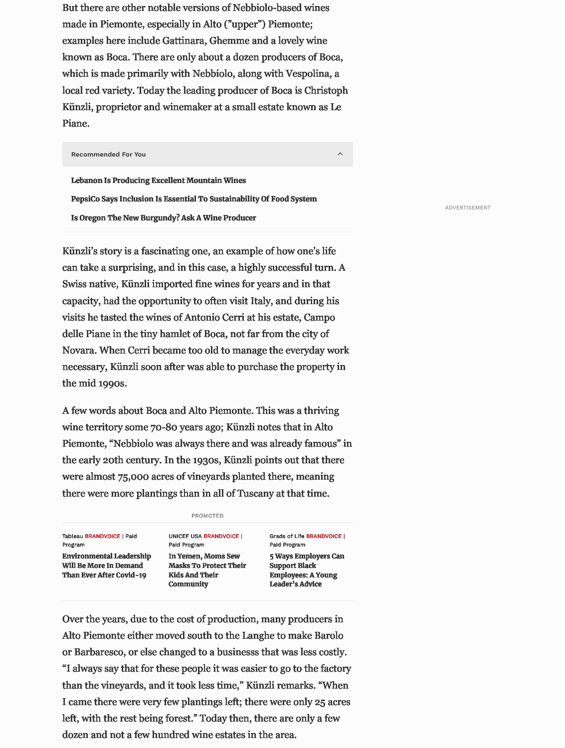But there are other notable versions of Nebbiolo-based wines made in Piemonte, especially in Alto ("upper") Piemonte; examples here include Gattinara, Ghemme and a lovely wine known as Boca. There are only about a dozen producers of Boca, which is made primarily with Nebbiolo, along with Vespolina, a local red variety. Today the leading producer of Boca is Christoph Künzli, proprietor and winemaker at a small estate known as Le Piane.

Künzli's story is a fascinating one, an example of how one's life can take a surprising, and in this case, a highly successful turn. A Swiss native, Künzli imported fine wines for years and in that capacity, had the opportunity to often visit Italy, and during his visits he tasted the wines of Antonio Cerri at his estate, Campo delle Piane in the tiny hamlet of Boca, not far from the city of Novara. When Cerri became too old to manage the everyday work necessary, Künzli soon after was able to purchase the property in the mid 1990s.

A few words about Boca and Alto Piemonte. This was a thriving wine territory some 70-80 years ago; Künzli notes that in Alto Piemonte, "Nebbiolo was always there and was already famous" in the early 20th century. In the 1930s, Künzli points out that there were almost 75,000 acres of vineyards planted there, meaning there were more plantings than in all of Tuscany at that time.

Over the years, due to the cost of production, many producers in Alto Piemonte either moved south to the Langhe to make Barolo or Barbaresco, or else changed to a businesss that was less costly. "I always say that for these people it was easier to go to the factory than the vineyards, and it took less time," Künzli remarks. "When I came there were very few plantings left; there were only 25 acres left, with the rest being forest." Today then, there are only a few dozen and not a few hundred wine estates in the area.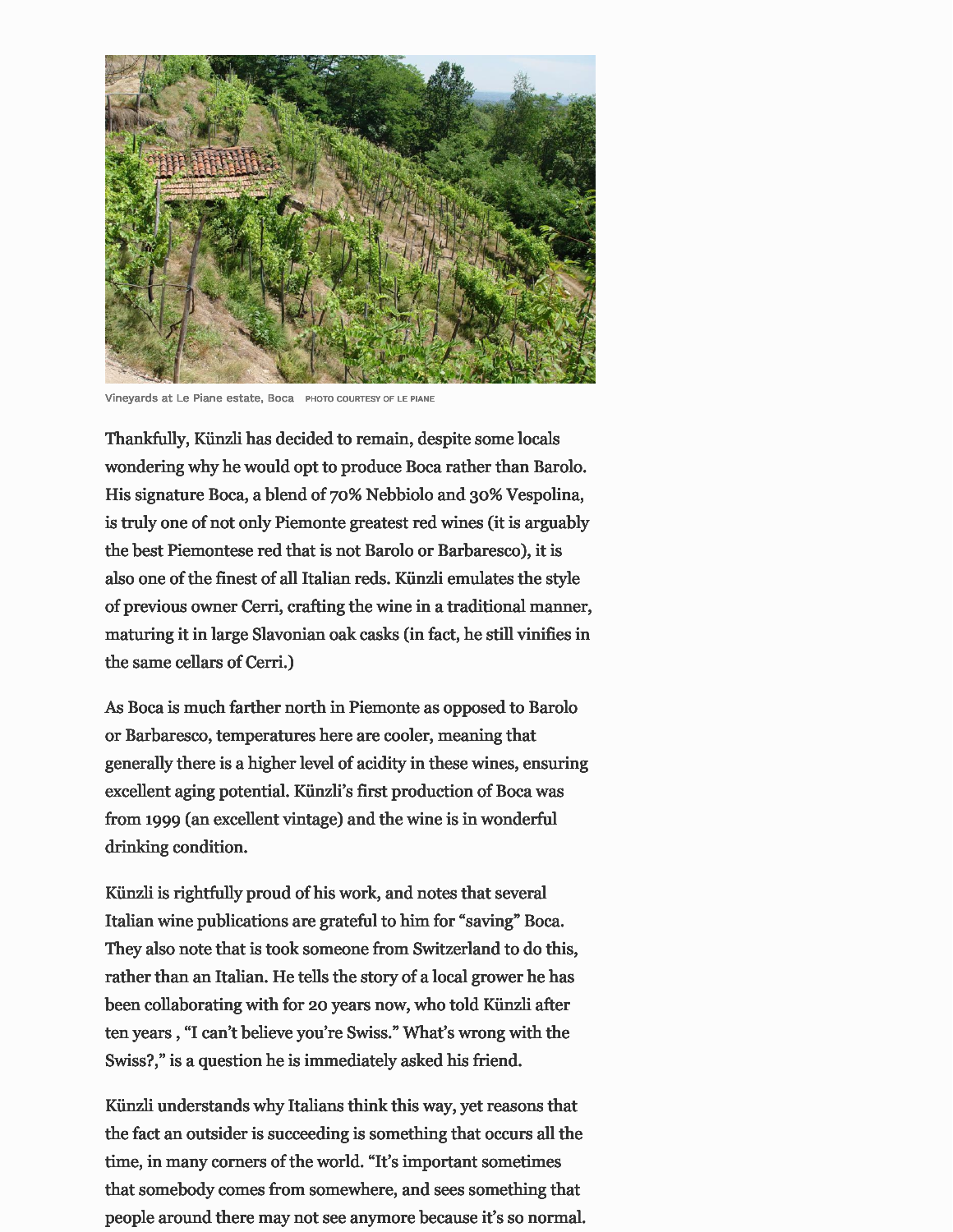Vineyards at Le Piane estate, Boca PHOTO COURTESY OF LE PIANE

Thankfully, Künzli has decided to remain, despite some locals wondering why he would opt to produce Boca rather than Barolo. His signature Boca, a blend of 70% Nebbiolo and 30% Vespolina, is truly one of not only Piemonte greatest red wines (it is arguably the best Piemontese red that is not Barolo or Barbaresco), it is also one of the finest of all Italian reds. Künzli emulates the style of previous owner Cerri, crafting the wine in a traditional manner, maturing it in large Slavonian oak casks (in fact, he still vinifies in the same cellars of Cerri.)

As Boca is much farther north in Piemonte as opposed to Barolo or Barbaresco, temperatures here are cooler, meaning that generally there is a higher level of acidity in these wines, ensuring excellent aging potential. Künzli's first production of Boca was from 1999 (an excellent vintage) and the wine is in wonderful drinking condition.

Künzli is rightfully proud of his work, and notes that several Italian wine publications are grateful to him for "saving" Boca. They also note that is took someone from Switzerland to do this, rather than an Italian. He tells the story of a local grower he has been collaborating with for 20 years now, who told Künzli after ten years , "I can't believe you're Swiss." What's wrong with the Swiss?," is a question he is immediately asked his friend.

Künzli understands why Italians think this way, yet reasons that the fact an outsider is succeeding is something that occurs all the time, in many corners of the world. "It's important sometimes that somebody comes from somewhere, and sees something that people around there may not see anymore because it's so normal.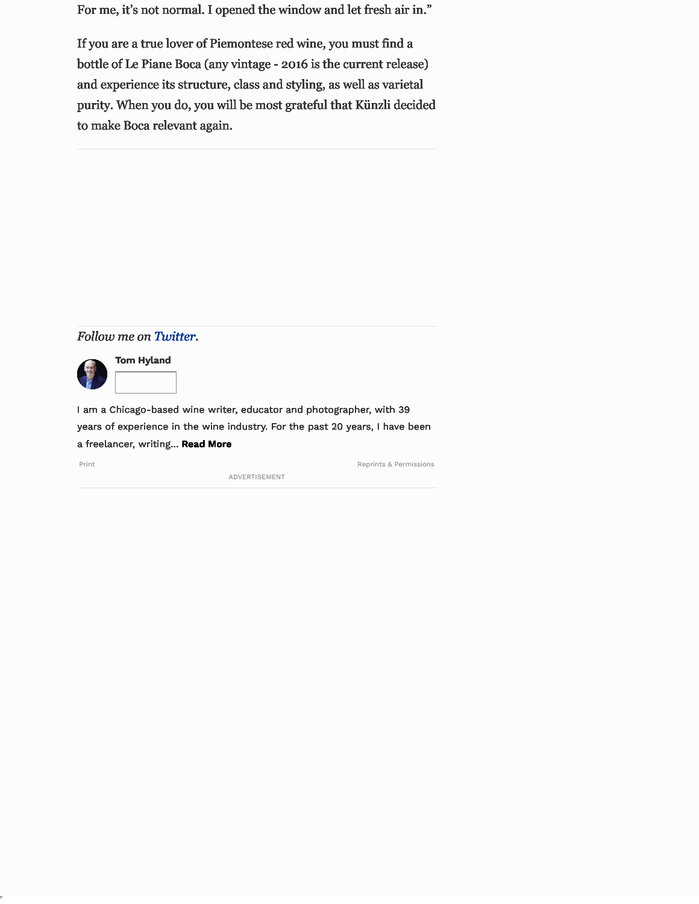For me, it's not normal. I opened the window and let fresh air in."

If you are a true lover of Piemontese red wine, you must find a bottle of Le Piane Boca (any vintage - 2016 is the current release) and experience its structure, class and styling, as well as varietal purity. When you do, you will be most grateful that Künzli decided to make Boca relevant again.

*Follow me on Twitter.*

**Tom Hyland**

I am a Chicago-based wine writer, educator and photographer, with 39 years of experience in the wine industry. For the past 20 years, I have been a freelancer, writing... **Read More**